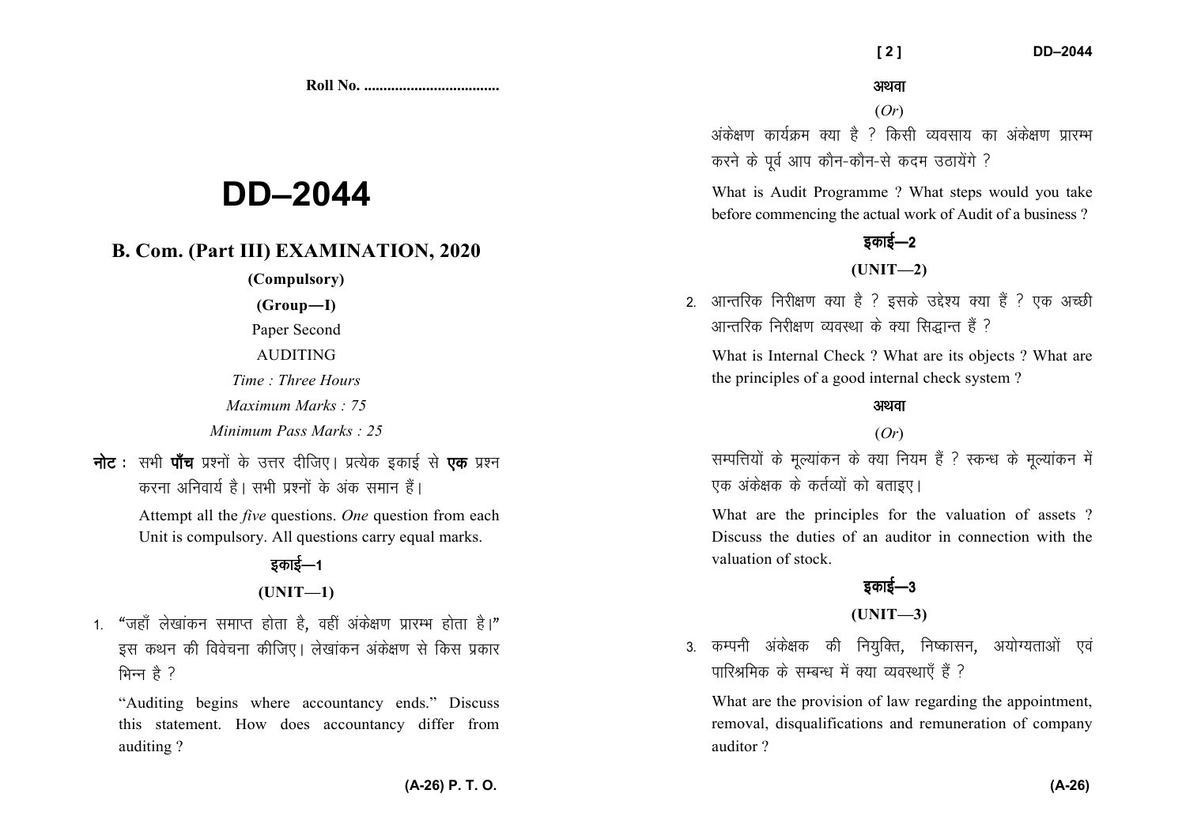Roll No. ...................................

# DD–2044

## B. Com. (Part III) EXAMINATION, 2020

**(Compulsory)**

**(Group—I)**

Paper Second

AUDITING

*Time : Three Hours*

*Maximum Marks : 75*

*Minimum Pass Marks : 25*

**नोट :** सभी **पाँच** प्रश्नों के उत्तर दीजिए। प्रत्येक इकाई से **एक** प्रश्न करना अनिवार्य है। सभी प्रश्नों के अंक समान हैं।

Attempt all the *five* questions. *One* question from each Unit is compulsory. All questions carry equal marks.

### इकाई—1

### (UNIT—1)

1. "जहाँ लेखांकन समाप्त होता है, वहीं अंकेक्षण प्रारम्भ होता है।" इस कथन की विवेचना कीजिए। लेखांकन अंकेक्षण से किस प्रकार भिन्न है ?

   "Auditing begins where accountancy ends." Discuss this statement. How does accountancy differ from auditing ?

**अथवा**

(*Or*)

अंकेक्षण कार्यक्रम क्या है ? किसी व्यवसाय का अंकेक्षण प्रारम्भ करने के पूर्व आप कौन-कौन-से कदम उठायेंगे ?

What is Audit Programme ? What steps would you take before commencing the actual work of Audit of a business ?

### इकाई—2

### (UNIT—2)

2. आन्तरिक निरीक्षण क्या है ? इसके उद्देश्य क्या हैं ? एक अच्छी आन्तरिक निरीक्षण व्यवस्था के क्या सिद्धान्त हैं ?

   What is Internal Check ? What are its objects ? What are the principles of a good internal check system ?

**अथवा**

(*Or*)

सम्पत्तियों के मूल्यांकन के क्या नियम हैं ? स्कन्ध के मूल्यांकन में एक अंकेक्षक के कर्तव्यों को बताइए।

What are the principles for the valuation of assets ? Discuss the duties of an auditor in connection with the valuation of stock.

### इकाई—3

### (UNIT—3)

3. कम्पनी अंकेक्षक की नियुक्ति, निष्कासन, अयोग्यताओं एवं पारिश्रमिक के सम्बन्ध में क्या व्यवस्थाएँ हैं ?

   What are the provision of law regarding the appointment, removal, disqualifications and remuneration of company auditor ?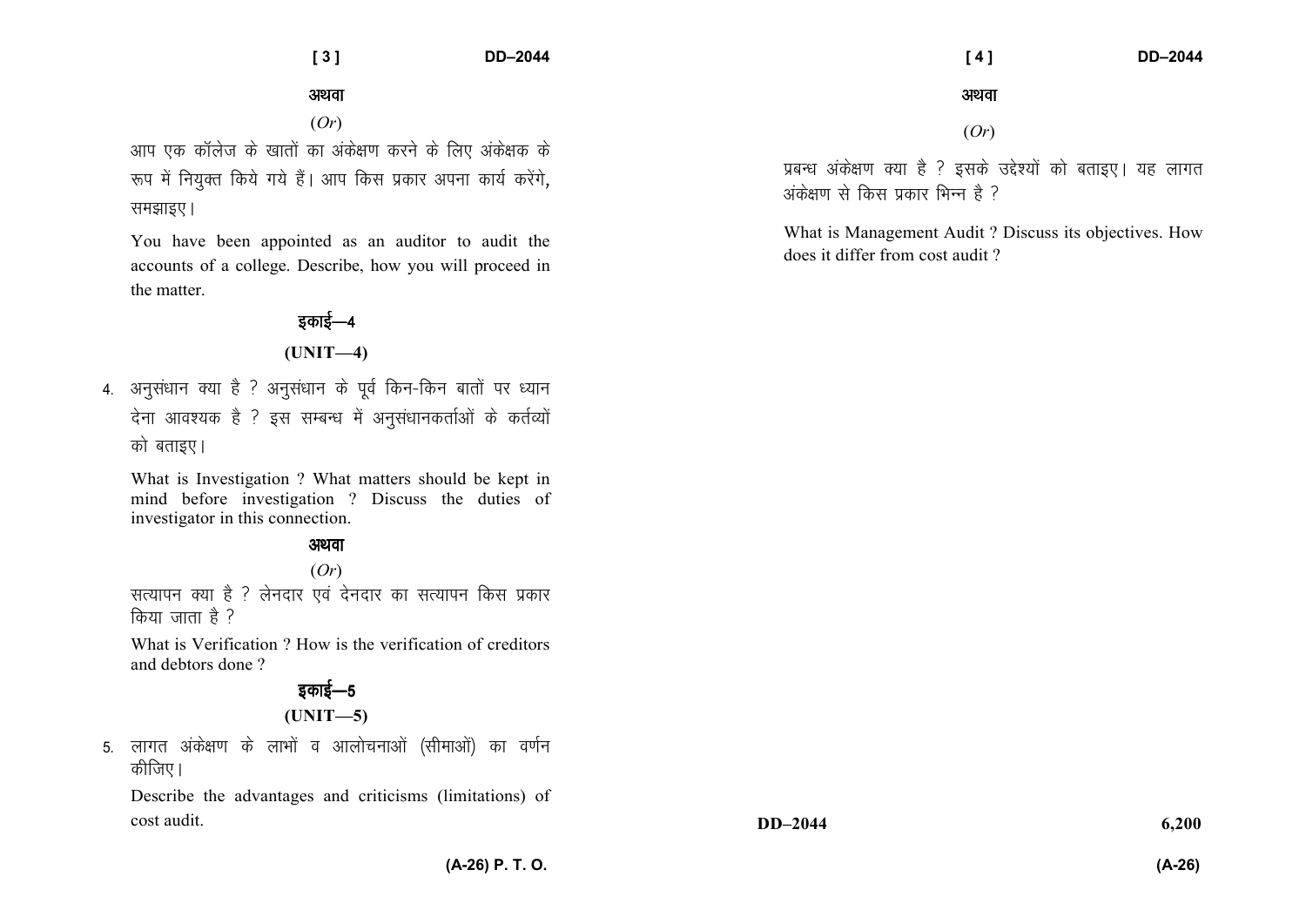अथवा

(*Or*)

आप एक कॉलेज के खातों का अंकेक्षण करने के लिए अंकेक्षक के रूप में नियुक्त किये गये हैं। आप किस प्रकार अपना कार्य करेंगे, समझाइए।

You have been appointed as an auditor to audit the accounts of a college. Describe, how you will proceed in the matter.

## इकाई—4

## (UNIT—4)

4. अनुसंधान क्या है ? अनुसंधान के पूर्व किन-किन बातों पर ध्यान देना आवश्यक है ? इस सम्बन्ध में अनुसंधानकर्ताओं के कर्तव्यों को बताइए।

   What is Investigation ? What matters should be kept in mind before investigation ? Discuss the duties of investigator in this connection.

अथवा

(*Or*)

सत्यापन क्या है ? लेनदार एवं देनदार का सत्यापन किस प्रकार किया जाता है ?

What is Verification ? How is the verification of creditors and debtors done ?

## इकाई—5

## (UNIT—5)

5. लागत अंकेक्षण के लाभों व आलोचनाओं (सीमाओं) का वर्णन कीजिए।

   Describe the advantages and criticisms (limitations) of cost audit.

अथवा

(*Or*)

प्रबन्ध अंकेक्षण क्या है ? इसके उद्देश्यों को बताइए। यह लागत अंकेक्षण से किस प्रकार भिन्न है ?

What is Management Audit ? Discuss its objectives. How does it differ from cost audit ?